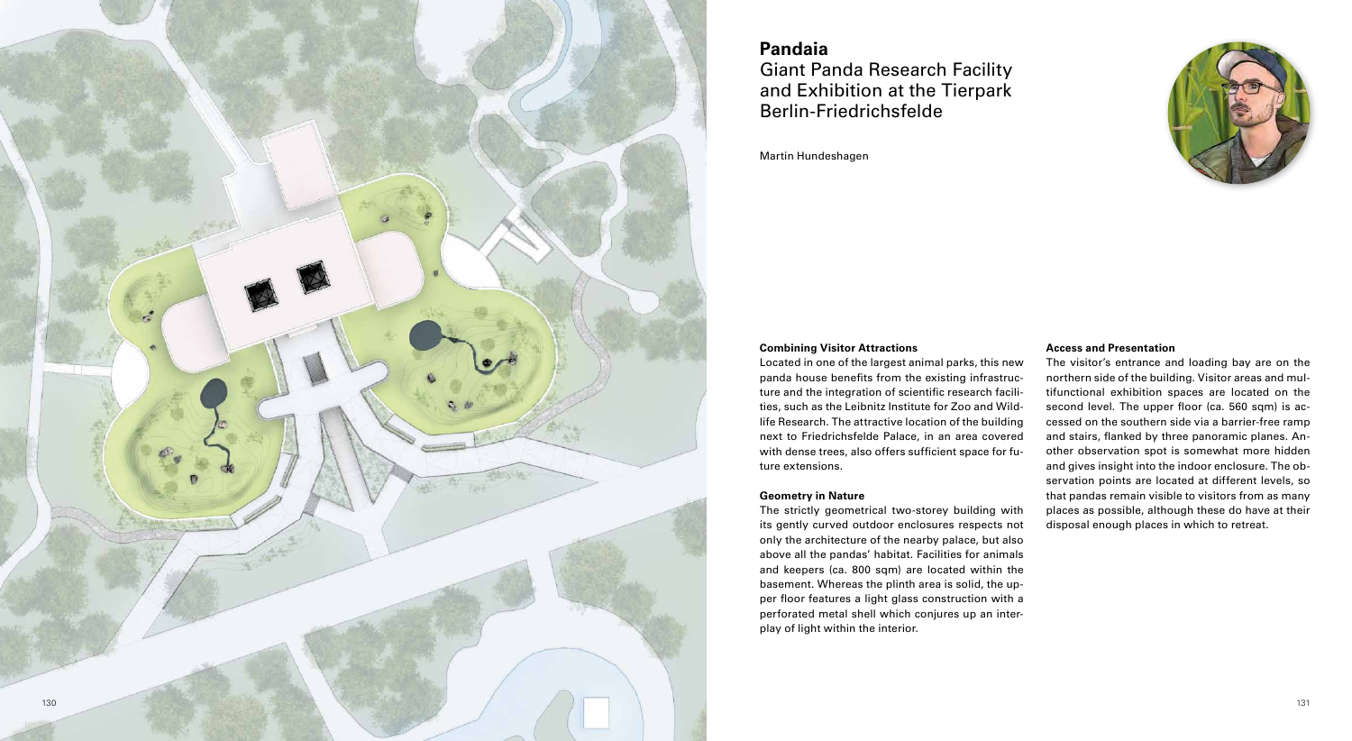# Pandaia

## Giant Panda Research Facility and Exhibition at the Tierpark Berlin-Friedrichsfelde

Martin Hundeshagen

### Combining Visitor Attractions

Located in one of the largest animal parks, this new panda house benefits from the existing infrastructure and the integration of scientific research facilities, such as the Leibnitz Institute for Zoo and Wildlife Research. The attractive location of the building next to Friedrichsfelde Palace, in an area covered with dense trees, also offers sufficient space for future extensions.

### Geometry in Nature

The strictly geometrical two-storey building with its gently curved outdoor enclosures respects not only the architecture of the nearby palace, but also above all the pandas' habitat. Facilities for animals and keepers (ca. 800 sqm) are located within the basement. Whereas the plinth area is solid, the upper floor features a light glass construction with a perforated metal shell which conjures up an interplay of light within the interior.

### Access and Presentation

The visitor's entrance and loading bay are on the northern side of the building. Visitor areas and multifunctional exhibition spaces are located on the second level. The upper floor (ca. 560 sqm) is accessed on the southern side via a barrier-free ramp and stairs, flanked by three panoramic planes. Another observation spot is somewhat more hidden and gives insight into the indoor enclosure. The observation points are located at different levels, so that pandas remain visible to visitors from as many places as possible, although these do have at their disposal enough places in which to retreat.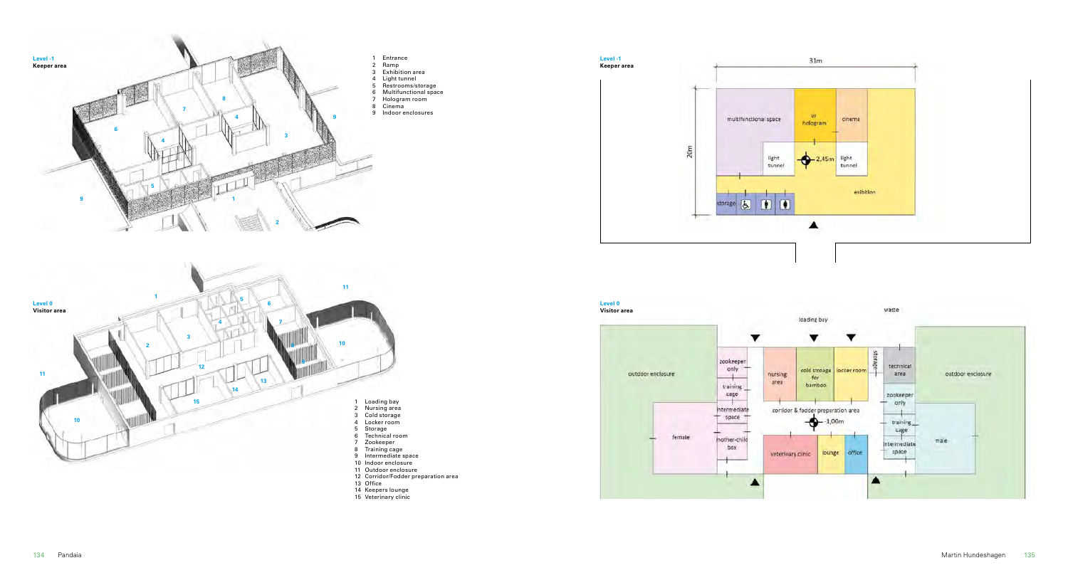**Level -1**
**Keeper area**

1. Entrance
2. Ramp
3. Exhibition area
4. Light tunnel
5. Restrooms/storage
6. Multifunctional space
7. Hologram room
8. Cinema
9. Indoor enclosures

**Level 0**
**Visitor area**

1. Loading bay
2. Nursing area
3. Cold storage
4. Locker room
5. Storage
6. Technical room
7. Zookeeper
8. Training cage
9. Intermediate space
10. Indoor enclosure
11. Outdoor enclosure
12. Corridor/Fodder preparation area
13. Office
14. Keepers lounge
15. Veterinary clinic

**Level -1**
**Keeper area**

31m

20m

multifunctional space, ur hologram, cinema, light tunnel, -2,45m, light tunnel, storage, exibition

**Level 0**
**Visitor area**

waste, loading bay, outdoor enclosure, zookeeper only, training cage, intermediate space, mother-child box, female, nursing area, cold storage for bamboo, locker room, storage, technical area, zookeeper only, training cage, intermediate space, male, outdoor enclosure, corridor & fodder preparation area, -1,00m, veterinary clinic, lounge, office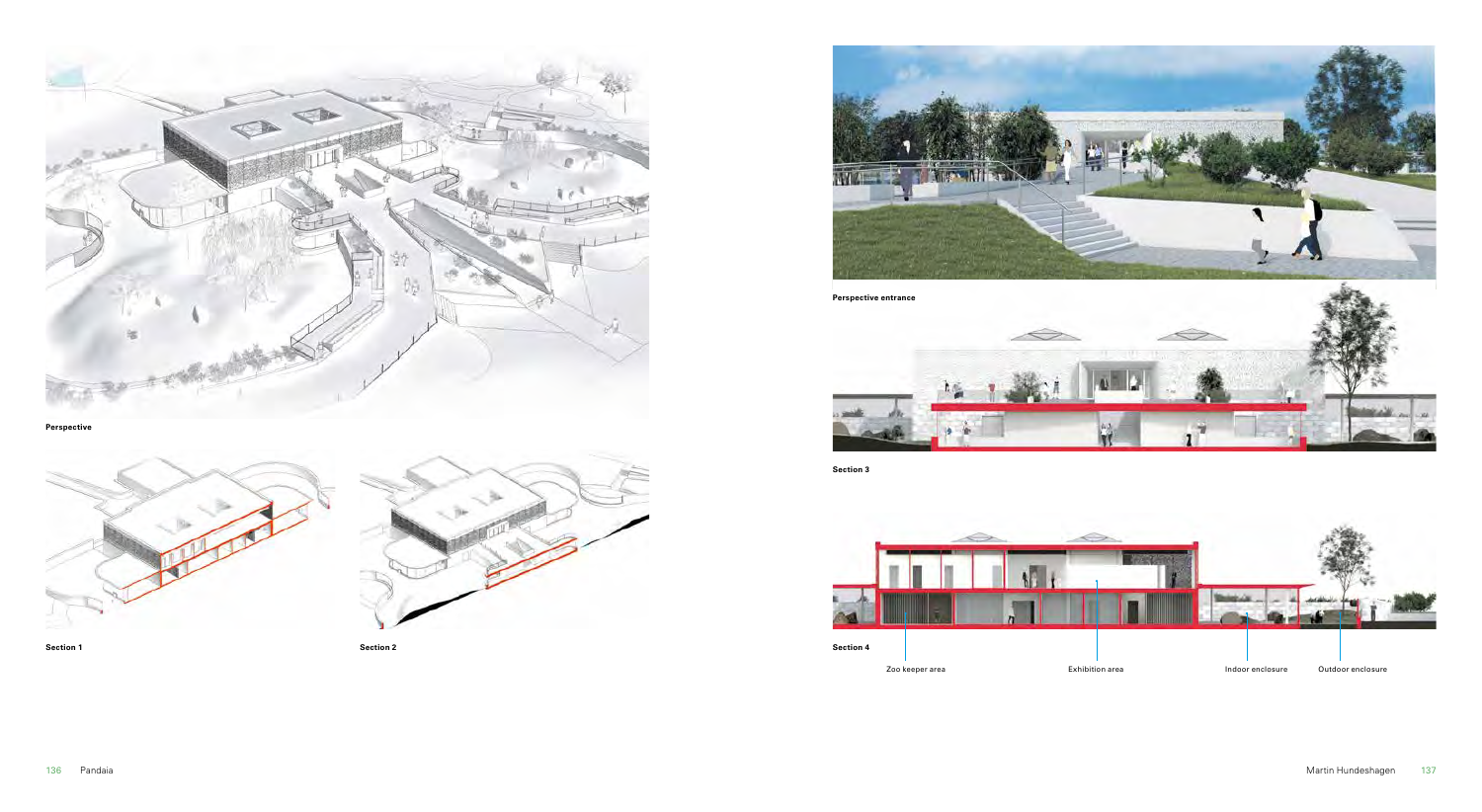Perspective

Section 1

Section 2

Perspective entrance

Section 3

Section 4

Zoo keeper area

Exhibition area

Indoor enclosure

Outdoor enclosure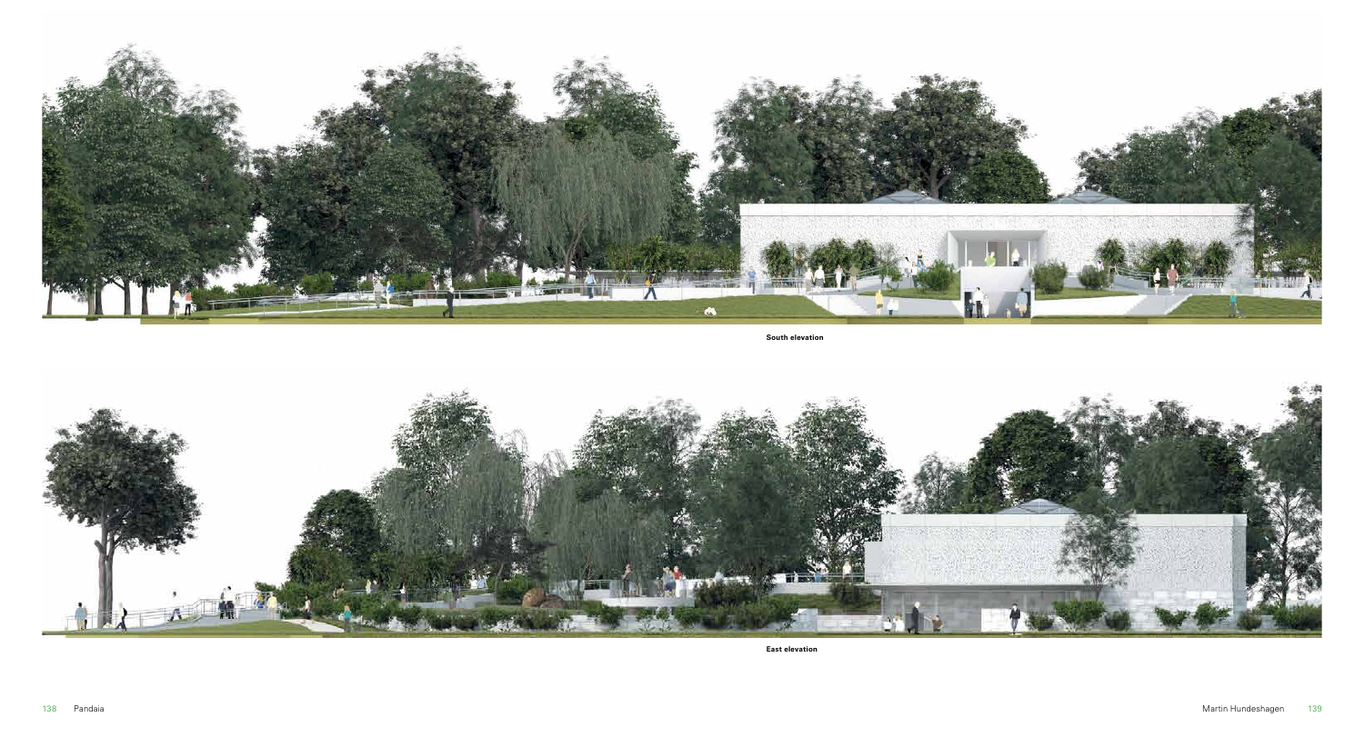**South elevation**

**East elevation**